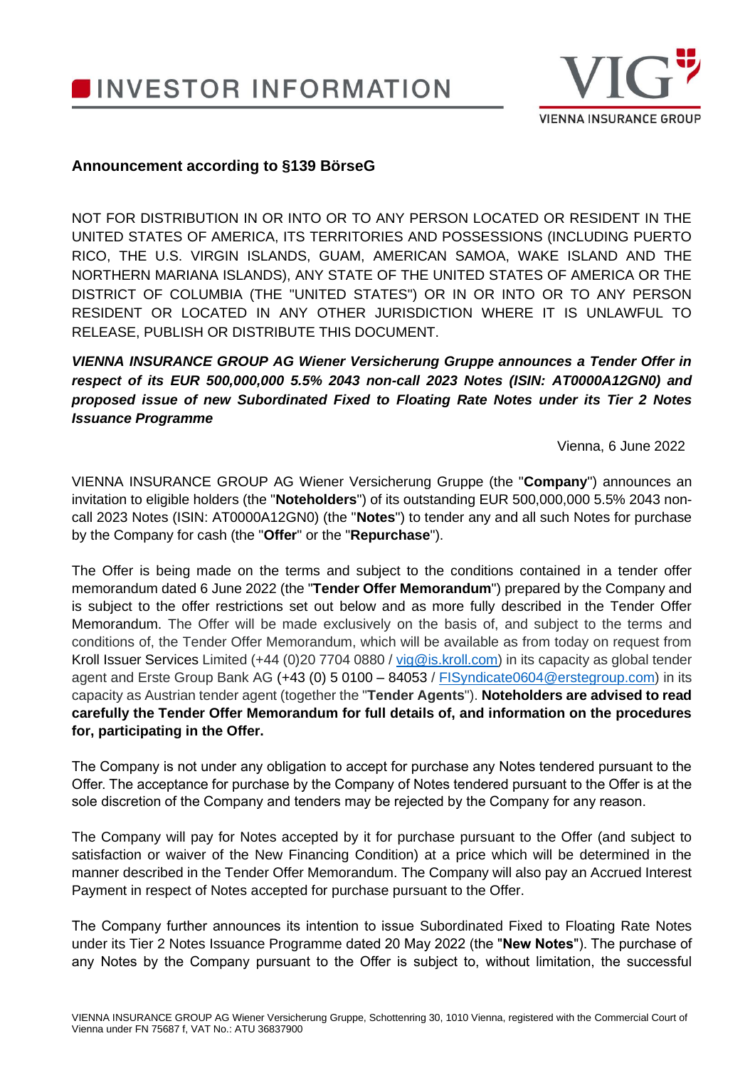# INVESTOR INFORMATION

**Announcement according to §139 BörseG**

NOT FOR DISTRIBUTION IN OR INTO OR TO ANY PERSON LOCATED OR RESIDENT IN THE UNITED STATES OF AMERICA, ITS TERRITORIES AND POSSESSIONS (INCLUDING PUERTO RICO, THE U.S. VIRGIN ISLANDS, GUAM, AMERICAN SAMOA, WAKE ISLAND AND THE NORTHERN MARIANA ISLANDS), ANY STATE OF THE UNITED STATES OF AMERICA OR THE DISTRICT OF COLUMBIA (THE "UNITED STATES") OR IN OR INTO OR TO ANY PERSON RESIDENT OR LOCATED IN ANY OTHER JURISDICTION WHERE IT IS UNLAWFUL TO RELEASE, PUBLISH OR DISTRIBUTE THIS DOCUMENT.

***VIENNA INSURANCE GROUP AG Wiener Versicherung Gruppe announces a Tender Offer in respect of its EUR 500,000,000 5.5% 2043 non-call 2023 Notes (ISIN: AT0000A12GN0) and proposed issue of new Subordinated Fixed to Floating Rate Notes under its Tier 2 Notes Issuance Programme***

Vienna, 6 June 2022

VIENNA INSURANCE GROUP AG Wiener Versicherung Gruppe (the "**Company**") announces an invitation to eligible holders (the "**Noteholders**") of its outstanding EUR 500,000,000 5.5% 2043 non-call 2023 Notes (ISIN: AT0000A12GN0) (the "**Notes**") to tender any and all such Notes for purchase by the Company for cash (the "**Offer**" or the "**Repurchase**").

The Offer is being made on the terms and subject to the conditions contained in a tender offer memorandum dated 6 June 2022 (the "**Tender Offer Memorandum**") prepared by the Company and is subject to the offer restrictions set out below and as more fully described in the Tender Offer Memorandum. The Offer will be made exclusively on the basis of, and subject to the terms and conditions of, the Tender Offer Memorandum, which will be available as from today on request from Kroll Issuer Services Limited (+44 (0)20 7704 0880 / vig@is.kroll.com) in its capacity as global tender agent and Erste Group Bank AG (+43 (0) 5 0100 – 84053 / FISyndicate0604@erstegroup.com) in its capacity as Austrian tender agent (together the "**Tender Agents**"). **Noteholders are advised to read carefully the Tender Offer Memorandum for full details of, and information on the procedures for, participating in the Offer.**

The Company is not under any obligation to accept for purchase any Notes tendered pursuant to the Offer. The acceptance for purchase by the Company of Notes tendered pursuant to the Offer is at the sole discretion of the Company and tenders may be rejected by the Company for any reason.

The Company will pay for Notes accepted by it for purchase pursuant to the Offer (and subject to satisfaction or waiver of the New Financing Condition) at a price which will be determined in the manner described in the Tender Offer Memorandum. The Company will also pay an Accrued Interest Payment in respect of Notes accepted for purchase pursuant to the Offer.

The Company further announces its intention to issue Subordinated Fixed to Floating Rate Notes under its Tier 2 Notes Issuance Programme dated 20 May 2022 (the "**New Notes**"). The purchase of any Notes by the Company pursuant to the Offer is subject to, without limitation, the successful

VIENNA INSURANCE GROUP AG Wiener Versicherung Gruppe, Schottenring 30, 1010 Vienna, registered with the Commercial Court of Vienna under FN 75687 f, VAT No.: ATU 36837900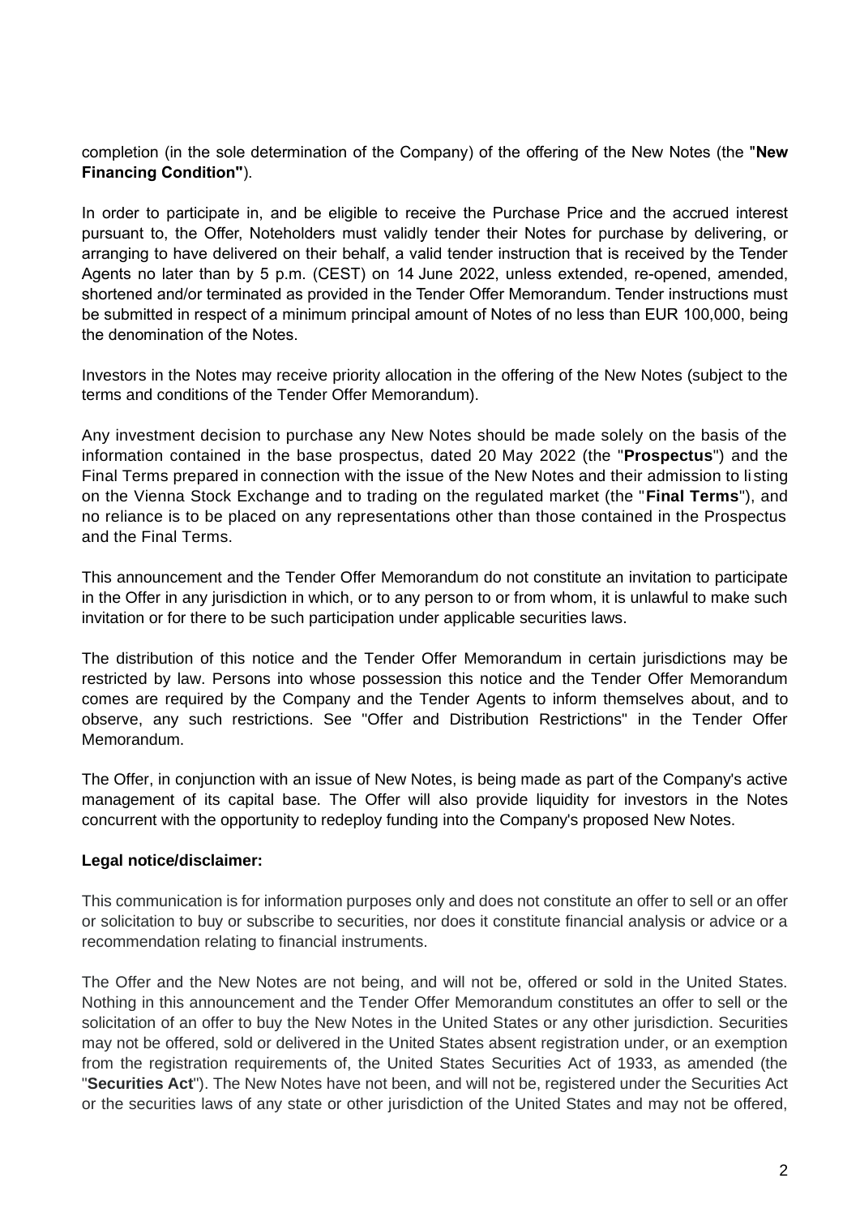completion (in the sole determination of the Company) of the offering of the New Notes (the "**New Financing Condition"**).

In order to participate in, and be eligible to receive the Purchase Price and the accrued interest pursuant to, the Offer, Noteholders must validly tender their Notes for purchase by delivering, or arranging to have delivered on their behalf, a valid tender instruction that is received by the Tender Agents no later than by 5 p.m. (CEST) on 14 June 2022, unless extended, re-opened, amended, shortened and/or terminated as provided in the Tender Offer Memorandum. Tender instructions must be submitted in respect of a minimum principal amount of Notes of no less than EUR 100,000, being the denomination of the Notes.

Investors in the Notes may receive priority allocation in the offering of the New Notes (subject to the terms and conditions of the Tender Offer Memorandum).

Any investment decision to purchase any New Notes should be made solely on the basis of the information contained in the base prospectus, dated 20 May 2022 (the "**Prospectus**") and the Final Terms prepared in connection with the issue of the New Notes and their admission to listing on the Vienna Stock Exchange and to trading on the regulated market (the "**Final Terms**"), and no reliance is to be placed on any representations other than those contained in the Prospectus and the Final Terms.

This announcement and the Tender Offer Memorandum do not constitute an invitation to participate in the Offer in any jurisdiction in which, or to any person to or from whom, it is unlawful to make such invitation or for there to be such participation under applicable securities laws.

The distribution of this notice and the Tender Offer Memorandum in certain jurisdictions may be restricted by law. Persons into whose possession this notice and the Tender Offer Memorandum comes are required by the Company and the Tender Agents to inform themselves about, and to observe, any such restrictions. See "Offer and Distribution Restrictions" in the Tender Offer Memorandum.

The Offer, in conjunction with an issue of New Notes, is being made as part of the Company's active management of its capital base. The Offer will also provide liquidity for investors in the Notes concurrent with the opportunity to redeploy funding into the Company's proposed New Notes.

**Legal notice/disclaimer:**

This communication is for information purposes only and does not constitute an offer to sell or an offer or solicitation to buy or subscribe to securities, nor does it constitute financial analysis or advice or a recommendation relating to financial instruments.

The Offer and the New Notes are not being, and will not be, offered or sold in the United States. Nothing in this announcement and the Tender Offer Memorandum constitutes an offer to sell or the solicitation of an offer to buy the New Notes in the United States or any other jurisdiction. Securities may not be offered, sold or delivered in the United States absent registration under, or an exemption from the registration requirements of, the United States Securities Act of 1933, as amended (the "**Securities Act**"). The New Notes have not been, and will not be, registered under the Securities Act or the securities laws of any state or other jurisdiction of the United States and may not be offered,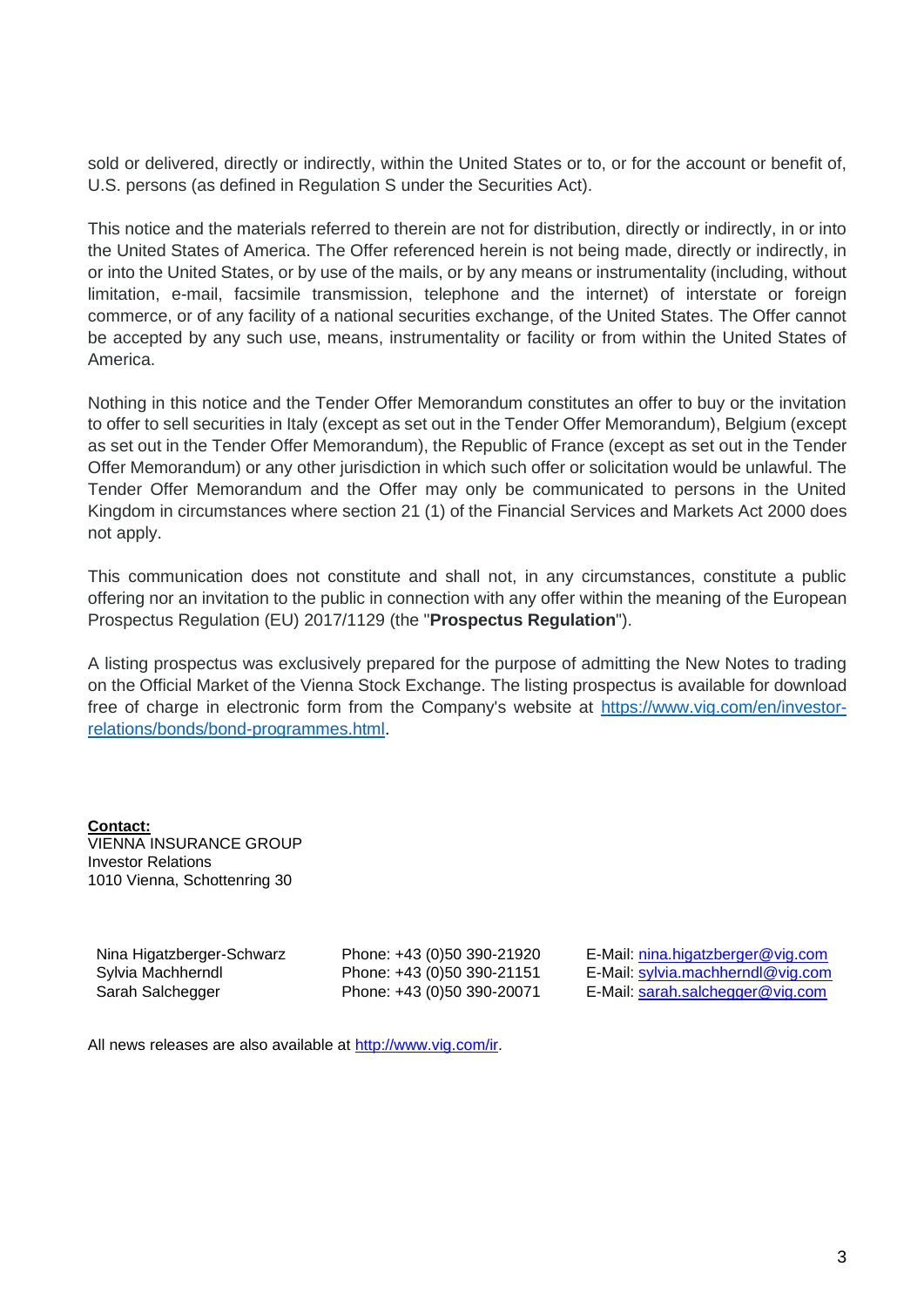sold or delivered, directly or indirectly, within the United States or to, or for the account or benefit of, U.S. persons (as defined in Regulation S under the Securities Act).

This notice and the materials referred to therein are not for distribution, directly or indirectly, in or into the United States of America. The Offer referenced herein is not being made, directly or indirectly, in or into the United States, or by use of the mails, or by any means or instrumentality (including, without limitation, e-mail, facsimile transmission, telephone and the internet) of interstate or foreign commerce, or of any facility of a national securities exchange, of the United States. The Offer cannot be accepted by any such use, means, instrumentality or facility or from within the United States of America.

Nothing in this notice and the Tender Offer Memorandum constitutes an offer to buy or the invitation to offer to sell securities in Italy (except as set out in the Tender Offer Memorandum), Belgium (except as set out in the Tender Offer Memorandum), the Republic of France (except as set out in the Tender Offer Memorandum) or any other jurisdiction in which such offer or solicitation would be unlawful. The Tender Offer Memorandum and the Offer may only be communicated to persons in the United Kingdom in circumstances where section 21 (1) of the Financial Services and Markets Act 2000 does not apply.

This communication does not constitute and shall not, in any circumstances, constitute a public offering nor an invitation to the public in connection with any offer within the meaning of the European Prospectus Regulation (EU) 2017/1129 (the "**Prospectus Regulation**").

A listing prospectus was exclusively prepared for the purpose of admitting the New Notes to trading on the Official Market of the Vienna Stock Exchange. The listing prospectus is available for download free of charge in electronic form from the Company's website at https://www.vig.com/en/investor-relations/bonds/bond-programmes.html.

**Contact:**
VIENNA INSURANCE GROUP
Investor Relations
1010 Vienna, Schottenring 30

| | | |
|---|---|---|
| Nina Higatzberger-Schwarz | Phone: +43 (0)50 390-21920 | E-Mail: nina.higatzberger@vig.com |
| Sylvia Machherndl | Phone: +43 (0)50 390-21151 | E-Mail: sylvia.machherndl@vig.com |
| Sarah Salchegger | Phone: +43 (0)50 390-20071 | E-Mail: sarah.salchegger@vig.com |

All news releases are also available at http://www.vig.com/ir.